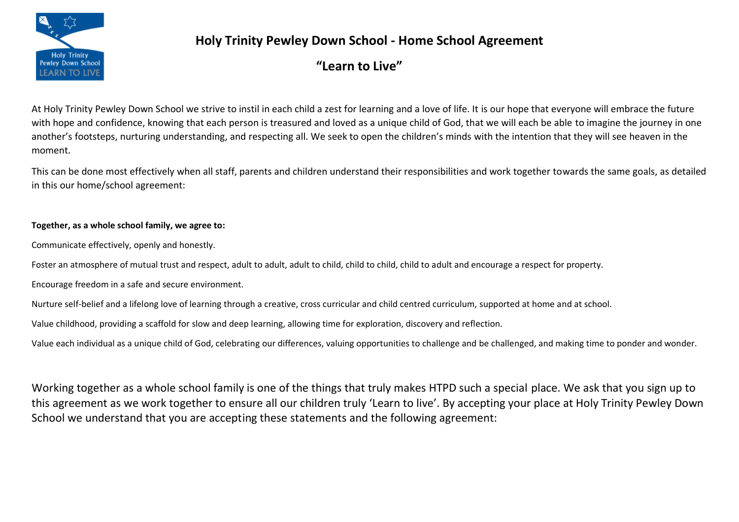# Holy Trinity Pewley Down School - Home School Agreement

## "Learn to Live"

At Holy Trinity Pewley Down School we strive to instil in each child a zest for learning and a love of life. It is our hope that everyone will embrace the future with hope and confidence, knowing that each person is treasured and loved as a unique child of God, that we will each be able to imagine the journey in one another's footsteps, nurturing understanding, and respecting all. We seek to open the children's minds with the intention that they will see heaven in the moment.

This can be done most effectively when all staff, parents and children understand their responsibilities and work together towards the same goals, as detailed in this our home/school agreement:

**Together, as a whole school family, we agree to:**

Communicate effectively, openly and honestly.

Foster an atmosphere of mutual trust and respect, adult to adult, adult to child, child to child, child to adult and encourage a respect for property.

Encourage freedom in a safe and secure environment.

Nurture self-belief and a lifelong love of learning through a creative, cross curricular and child centred curriculum, supported at home and at school.

Value childhood, providing a scaffold for slow and deep learning, allowing time for exploration, discovery and reflection.

Value each individual as a unique child of God, celebrating our differences, valuing opportunities to challenge and be challenged, and making time to ponder and wonder.

Working together as a whole school family is one of the things that truly makes HTPD such a special place. We ask that you sign up to this agreement as we work together to ensure all our children truly 'Learn to live'. By accepting your place at Holy Trinity Pewley Down School we understand that you are accepting these statements and the following agreement: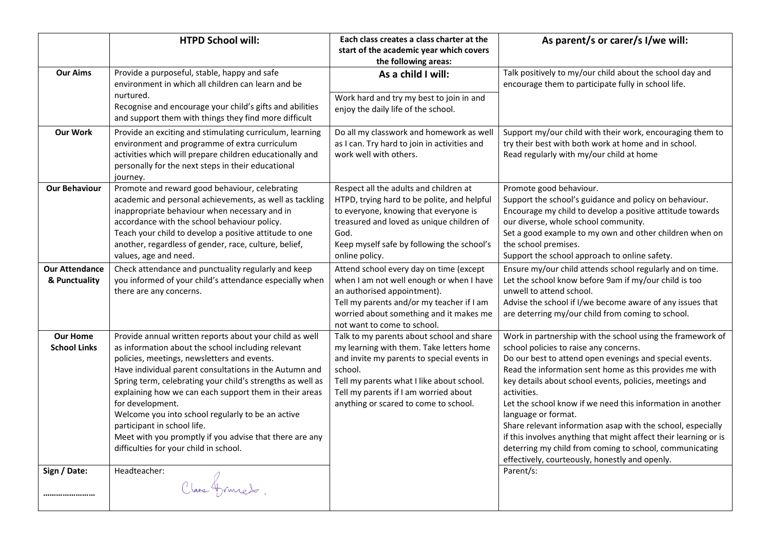| | HTPD School will: | Each class creates a class charter at the start of the academic year which covers the following areas: | As parent/s or carer/s I/we will: |
|---|---|---|---|
| **Our Aims** | Provide a purposeful, stable, happy and safe environment in which all children can learn and be nurtured.<br>Recognise and encourage your child's gifts and abilities and support them with things they find more difficult | **As a child I will:**<br>Work hard and try my best to join in and enjoy the daily life of the school. | Talk positively to my/our child about the school day and encourage them to participate fully in school life. |
| **Our Work** | Provide an exciting and stimulating curriculum, learning environment and programme of extra curriculum activities which will prepare children educationally and personally for the next steps in their educational journey. | Do all my classwork and homework as well as I can. Try hard to join in activities and work well with others. | Support my/our child with their work, encouraging them to try their best with both work at home and in school.<br>Read regularly with my/our child at home |
| **Our Behaviour** | Promote and reward good behaviour, celebrating academic and personal achievements, as well as tackling inappropriate behaviour when necessary and in accordance with the school behaviour policy.<br>Teach your child to develop a positive attitude to one another, regardless of gender, race, culture, belief, values, age and need. | Respect all the adults and children at HTPD, trying hard to be polite, and helpful to everyone, knowing that everyone is treasured and loved as unique children of God.<br>Keep myself safe by following the school's online policy. | Promote good behaviour.<br>Support the school's guidance and policy on behaviour.<br>Encourage my child to develop a positive attitude towards our diverse, whole school community.<br>Set a good example to my own and other children when on the school premises.<br>Support the school approach to online safety. |
| **Our Attendance & Punctuality** | Check attendance and punctuality regularly and keep you informed of your child's attendance especially when there are any concerns. | Attend school every day on time (except when I am not well enough or when I have an authorised appointment).<br>Tell my parents and/or my teacher if I am worried about something and it makes me not want to come to school. | Ensure my/our child attends school regularly and on time.<br>Let the school know before 9am if my/our child is too unwell to attend school.<br>Advise the school if I/we become aware of any issues that are deterring my/our child from coming to school. |
| **Our Home School Links** | Provide annual written reports about your child as well as information about the school including relevant policies, meetings, newsletters and events.<br>Have individual parent consultations in the Autumn and Spring term, celebrating your child's strengths as well as explaining how we can each support them in their areas for development.<br>Welcome you into school regularly to be an active participant in school life.<br>Meet with you promptly if you advise that there are any difficulties for your child in school. | Talk to my parents about school and share my learning with them. Take letters home and invite my parents to special events in school.<br>Tell my parents what I like about school.<br>Tell my parents if I am worried about anything or scared to come to school. | Work in partnership with the school using the framework of school policies to raise any concerns.<br>Do our best to attend open evenings and special events.<br>Read the information sent home as this provides me with key details about school events, policies, meetings and activities.<br>Let the school know if we need this information in another language or format.<br>Share relevant information asap with the school, especially if this involves anything that might affect their learning or is deterring my child from coming to school, communicating effectively, courteously, honestly and openly. |
| **Sign / Date:**<br>…………………… | Headteacher:<br>Clare Frmreds. | | Parent/s: |